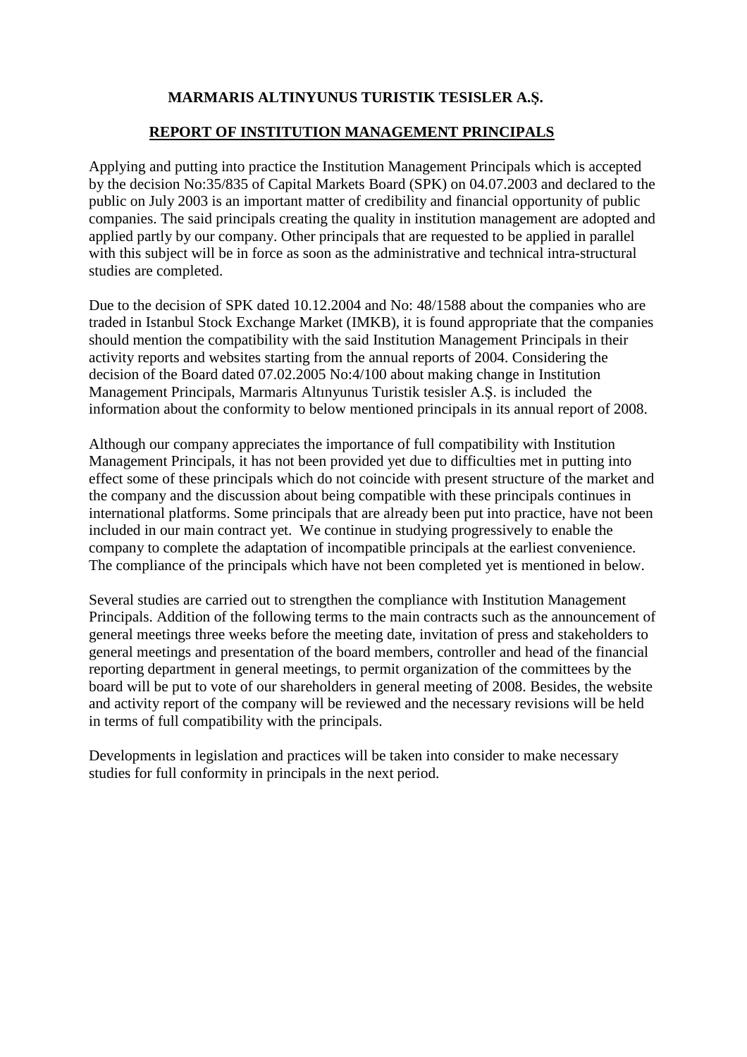# MARMARIS ALTINYUNUS TURISTIK TESISLER A.Ş.

## REPORT OF INSTITUTION MANAGEMENT PRINCIPALS

Applying and putting into practice the Institution Management Principals which is accepted by the decision No:35/835 of Capital Markets Board (SPK) on 04.07.2003 and declared to the public on July 2003 is an important matter of credibility and financial opportunity of public companies. The said principals creating the quality in institution management are adopted and applied partly by our company. Other principals that are requested to be applied in parallel with this subject will be in force as soon as the administrative and technical intra-structural studies are completed.

Due to the decision of SPK dated 10.12.2004 and No: 48/1588 about the companies who are traded in Istanbul Stock Exchange Market (IMKB), it is found appropriate that the companies should mention the compatibility with the said Institution Management Principals in their activity reports and websites starting from the annual reports of 2004. Considering the decision of the Board dated 07.02.2005 No:4/100 about making change in Institution Management Principals, Marmaris Altınyunus Turistik tesisler A.Ş. is included the information about the conformity to below mentioned principals in its annual report of 2008.

Although our company appreciates the importance of full compatibility with Institution Management Principals, it has not been provided yet due to difficulties met in putting into effect some of these principals which do not coincide with present structure of the market and the company and the discussion about being compatible with these principals continues in international platforms. Some principals that are already been put into practice, have not been included in our main contract yet. We continue in studying progressively to enable the company to complete the adaptation of incompatible principals at the earliest convenience. The compliance of the principals which have not been completed yet is mentioned in below.

Several studies are carried out to strengthen the compliance with Institution Management Principals. Addition of the following terms to the main contracts such as the announcement of general meetings three weeks before the meeting date, invitation of press and stakeholders to general meetings and presentation of the board members, controller and head of the financial reporting department in general meetings, to permit organization of the committees by the board will be put to vote of our shareholders in general meeting of 2008. Besides, the website and activity report of the company will be reviewed and the necessary revisions will be held in terms of full compatibility with the principals.

Developments in legislation and practices will be taken into consider to make necessary studies for full conformity in principals in the next period.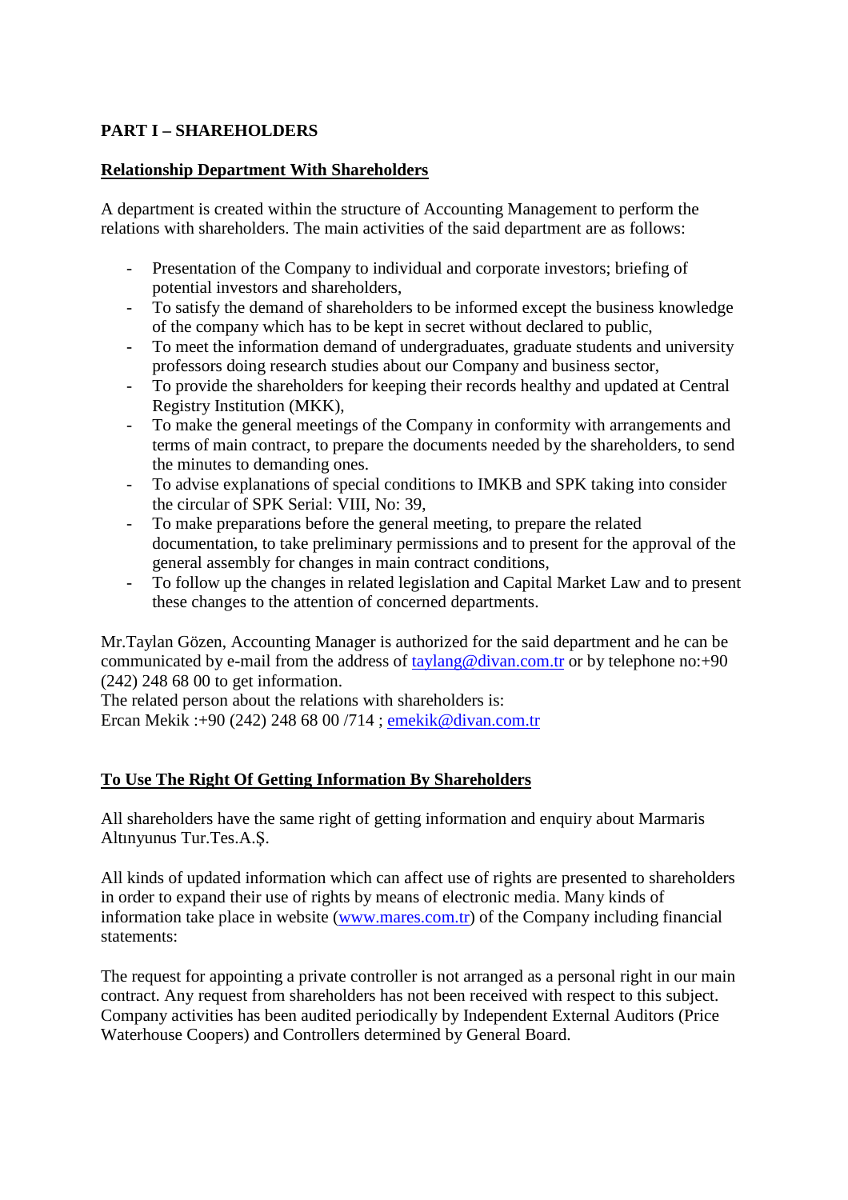## PART I – SHAREHOLDERS

### Relationship Department With Shareholders

A department is created within the structure of Accounting Management to perform the relations with shareholders. The main activities of the said department are as follows:

- Presentation of the Company to individual and corporate investors; briefing of potential investors and shareholders,
- To satisfy the demand of shareholders to be informed except the business knowledge of the company which has to be kept in secret without declared to public,
- To meet the information demand of undergraduates, graduate students and university professors doing research studies about our Company and business sector,
- To provide the shareholders for keeping their records healthy and updated at Central Registry Institution (MKK),
- To make the general meetings of the Company in conformity with arrangements and terms of main contract, to prepare the documents needed by the shareholders, to send the minutes to demanding ones.
- To advise explanations of special conditions to IMKB and SPK taking into consider the circular of SPK Serial: VIII, No: 39,
- To make preparations before the general meeting, to prepare the related documentation, to take preliminary permissions and to present for the approval of the general assembly for changes in main contract conditions,
- To follow up the changes in related legislation and Capital Market Law and to present these changes to the attention of concerned departments.

Mr.Taylan Gözen, Accounting Manager is authorized for the said department and he can be communicated by e-mail from the address of taylang@divan.com.tr or by telephone no:+90 (242) 248 68 00 to get information.
The related person about the relations with shareholders is:
Ercan Mekik :+90 (242) 248 68 00 /714 ; emekik@divan.com.tr

### To Use The Right Of Getting Information By Shareholders

All shareholders have the same right of getting information and enquiry about Marmaris Altınyunus Tur.Tes.A.Ş.

All kinds of updated information which can affect use of rights are presented to shareholders in order to expand their use of rights by means of electronic media. Many kinds of information take place in website (www.mares.com.tr) of the Company including financial statements:

The request for appointing a private controller is not arranged as a personal right in our main contract. Any request from shareholders has not been received with respect to this subject. Company activities has been audited periodically by Independent External Auditors (Price Waterhouse Coopers) and Controllers determined by General Board.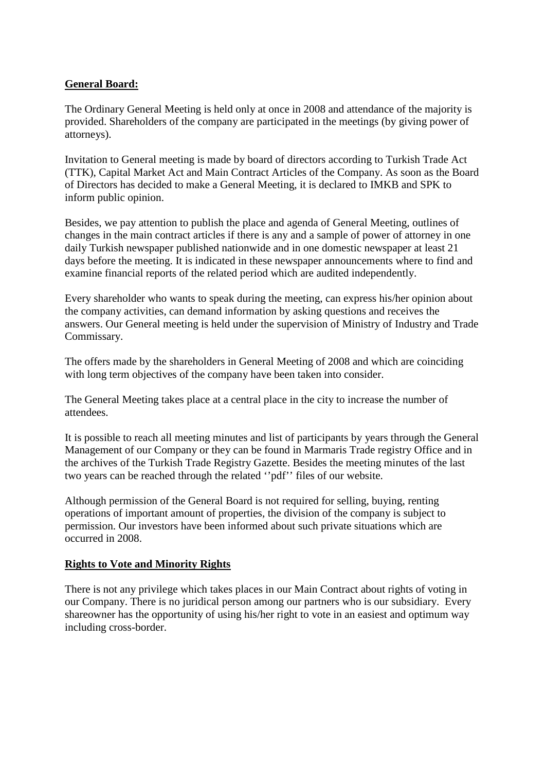**General Board:**

The Ordinary General Meeting is held only at once in 2008 and attendance of the majority is provided. Shareholders of the company are participated in the meetings (by giving power of attorneys).

Invitation to General meeting is made by board of directors according to Turkish Trade Act (TTK), Capital Market Act and Main Contract Articles of the Company. As soon as the Board of Directors has decided to make a General Meeting, it is declared to IMKB and SPK to inform public opinion.

Besides, we pay attention to publish the place and agenda of General Meeting, outlines of changes in the main contract articles if there is any and a sample of power of attorney in one daily Turkish newspaper published nationwide and in one domestic newspaper at least 21 days before the meeting. It is indicated in these newspaper announcements where to find and examine financial reports of the related period which are audited independently.

Every shareholder who wants to speak during the meeting, can express his/her opinion about the company activities, can demand information by asking questions and receives the answers. Our General meeting is held under the supervision of Ministry of Industry and Trade Commissary.

The offers made by the shareholders in General Meeting of 2008 and which are coinciding with long term objectives of the company have been taken into consider.

The General Meeting takes place at a central place in the city to increase the number of attendees.

It is possible to reach all meeting minutes and list of participants by years through the General Management of our Company or they can be found in Marmaris Trade registry Office and in the archives of the Turkish Trade Registry Gazette. Besides the meeting minutes of the last two years can be reached through the related ''pdf'' files of our website.

Although permission of the General Board is not required for selling, buying, renting operations of important amount of properties, the division of the company is subject to permission. Our investors have been informed about such private situations which are occurred in 2008.

**Rights to Vote and Minority Rights**

There is not any privilege which takes places in our Main Contract about rights of voting in our Company. There is no juridical person among our partners who is our subsidiary. Every shareowner has the opportunity of using his/her right to vote in an easiest and optimum way including cross-border.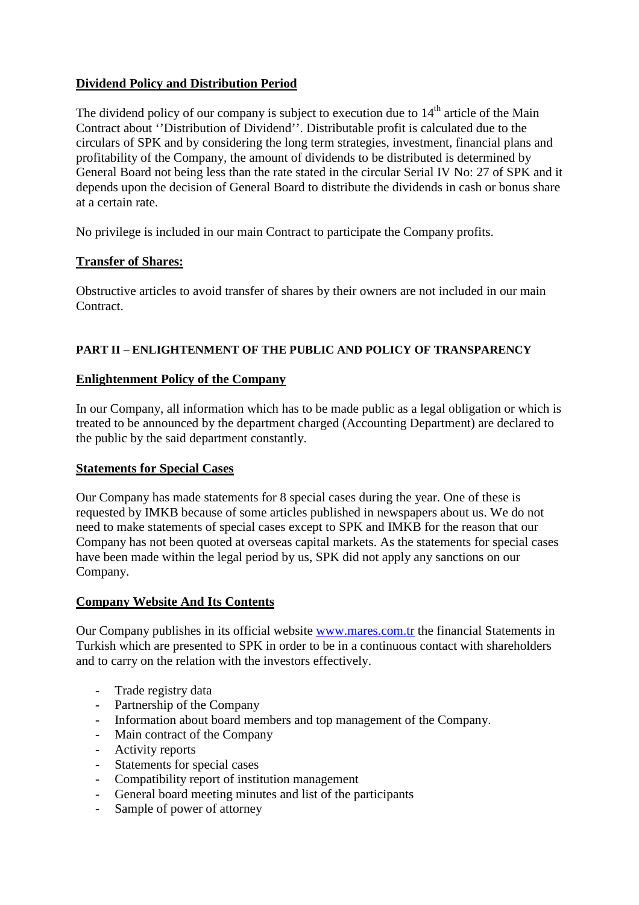**Dividend Policy and Distribution Period**

The dividend policy of our company is subject to execution due to 14th article of the Main Contract about ''Distribution of Dividend''. Distributable profit is calculated due to the circulars of SPK and by considering the long term strategies, investment, financial plans and profitability of the Company, the amount of dividends to be distributed is determined by General Board not being less than the rate stated in the circular Serial IV No: 27 of SPK and it depends upon the decision of General Board to distribute the dividends in cash or bonus share at a certain rate.

No privilege is included in our main Contract to participate the Company profits.

**Transfer of Shares:**

Obstructive articles to avoid transfer of shares by their owners are not included in our main Contract.

**PART II – ENLIGHTENMENT OF THE PUBLIC AND POLICY OF TRANSPARENCY**

**Enlightenment Policy of the Company**

In our Company, all information which has to be made public as a legal obligation or which is treated to be announced by the department charged (Accounting Department) are declared to the public by the said department constantly.

**Statements for Special Cases**

Our Company has made statements for 8 special cases during the year. One of these is requested by IMKB because of some articles published in newspapers about us. We do not need to make statements of special cases except to SPK and IMKB for the reason that our Company has not been quoted at overseas capital markets. As the statements for special cases have been made within the legal period by us, SPK did not apply any sanctions on our Company.

**Company Website And Its Contents**

Our Company publishes in its official website www.mares.com.tr the financial Statements in Turkish which are presented to SPK in order to be in a continuous contact with shareholders and to carry on the relation with the investors effectively.

- Trade registry data
- Partnership of the Company
- Information about board members and top management of the Company.
- Main contract of the Company
- Activity reports
- Statements for special cases
- Compatibility report of institution management
- General board meeting minutes and list of the participants
- Sample of power of attorney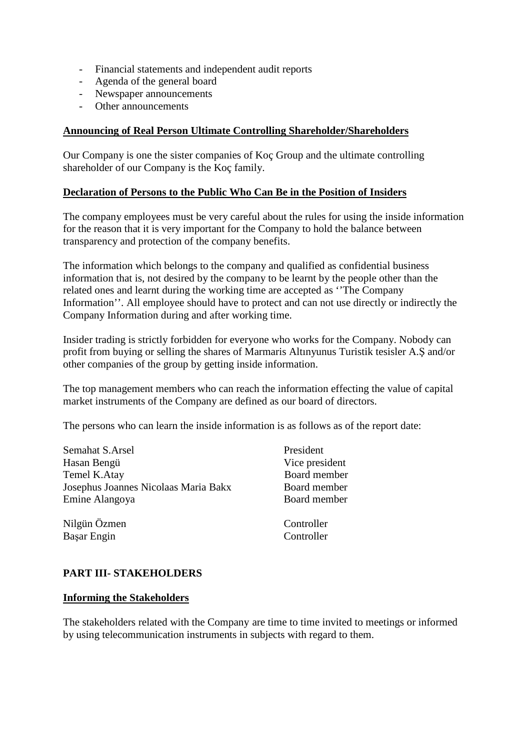- Financial statements and independent audit reports
- Agenda of the general board
- Newspaper announcements
- Other announcements

**Announcing of Real Person Ultimate Controlling Shareholder/Shareholders**

Our Company is one the sister companies of Koç Group and the ultimate controlling shareholder of our Company is the Koç family.

**Declaration of Persons to the Public Who Can Be in the Position of Insiders**

The company employees must be very careful about the rules for using the inside information for the reason that it is very important for the Company to hold the balance between transparency and protection of the company benefits.

The information which belongs to the company and qualified as confidential business information that is, not desired by the company to be learnt by the people other than the related ones and learnt during the working time are accepted as ''The Company Information''. All employee should have to protect and can not use directly or indirectly the Company Information during and after working time.

Insider trading is strictly forbidden for everyone who works for the Company. Nobody can profit from buying or selling the shares of Marmaris Altınyunus Turistik tesisler A.Ş and/or other companies of the group by getting inside information.

The top management members who can reach the information effecting the value of capital market instruments of the Company are defined as our board of directors.

The persons who can learn the inside information is as follows as of the report date:

| | |
|---|---|
| Semahat S.Arsel | President |
| Hasan Bengü | Vice president |
| Temel K.Atay | Board member |
| Josephus Joannes Nicolaas Maria Bakx | Board member |
| Emine Alangoya | Board member |
| Nilgün Özmen | Controller |
| Başar Engin | Controller |

## PART III- STAKEHOLDERS

**Informing the Stakeholders**

The stakeholders related with the Company are time to time invited to meetings or informed by using telecommunication instruments in subjects with regard to them.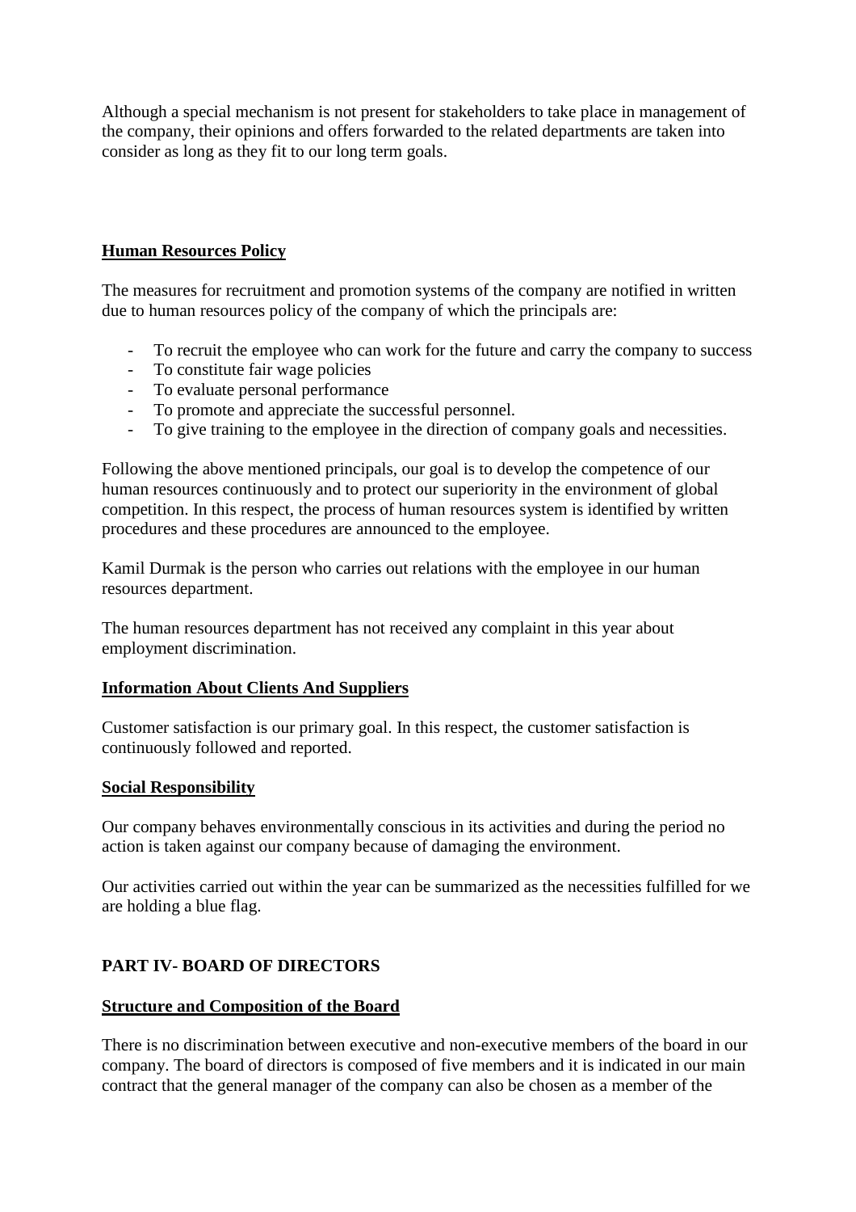Although a special mechanism is not present for stakeholders to take place in management of the company, their opinions and offers forwarded to the related departments are taken into consider as long as they fit to our long term goals.

**Human Resources Policy**

The measures for recruitment and promotion systems of the company are notified in written due to human resources policy of the company of which the principals are:

- To recruit the employee who can work for the future and carry the company to success
- To constitute fair wage policies
- To evaluate personal performance
- To promote and appreciate the successful personnel.
- To give training to the employee in the direction of company goals and necessities.

Following the above mentioned principals, our goal is to develop the competence of our human resources continuously and to protect our superiority in the environment of global competition. In this respect, the process of human resources system is identified by written procedures and these procedures are announced to the employee.

Kamil Durmak is the person who carries out relations with the employee in our human resources department.

The human resources department has not received any complaint in this year about employment discrimination.

**Information About Clients And Suppliers**

Customer satisfaction is our primary goal. In this respect, the customer satisfaction is continuously followed and reported.

**Social Responsibility**

Our company behaves environmentally conscious in its activities and during the period no action is taken against our company because of damaging the environment.

Our activities carried out within the year can be summarized as the necessities fulfilled for we are holding a blue flag.

## PART IV- BOARD OF DIRECTORS

**Structure and Composition of the Board**

There is no discrimination between executive and non-executive members of the board in our company. The board of directors is composed of five members and it is indicated in our main contract that the general manager of the company can also be chosen as a member of the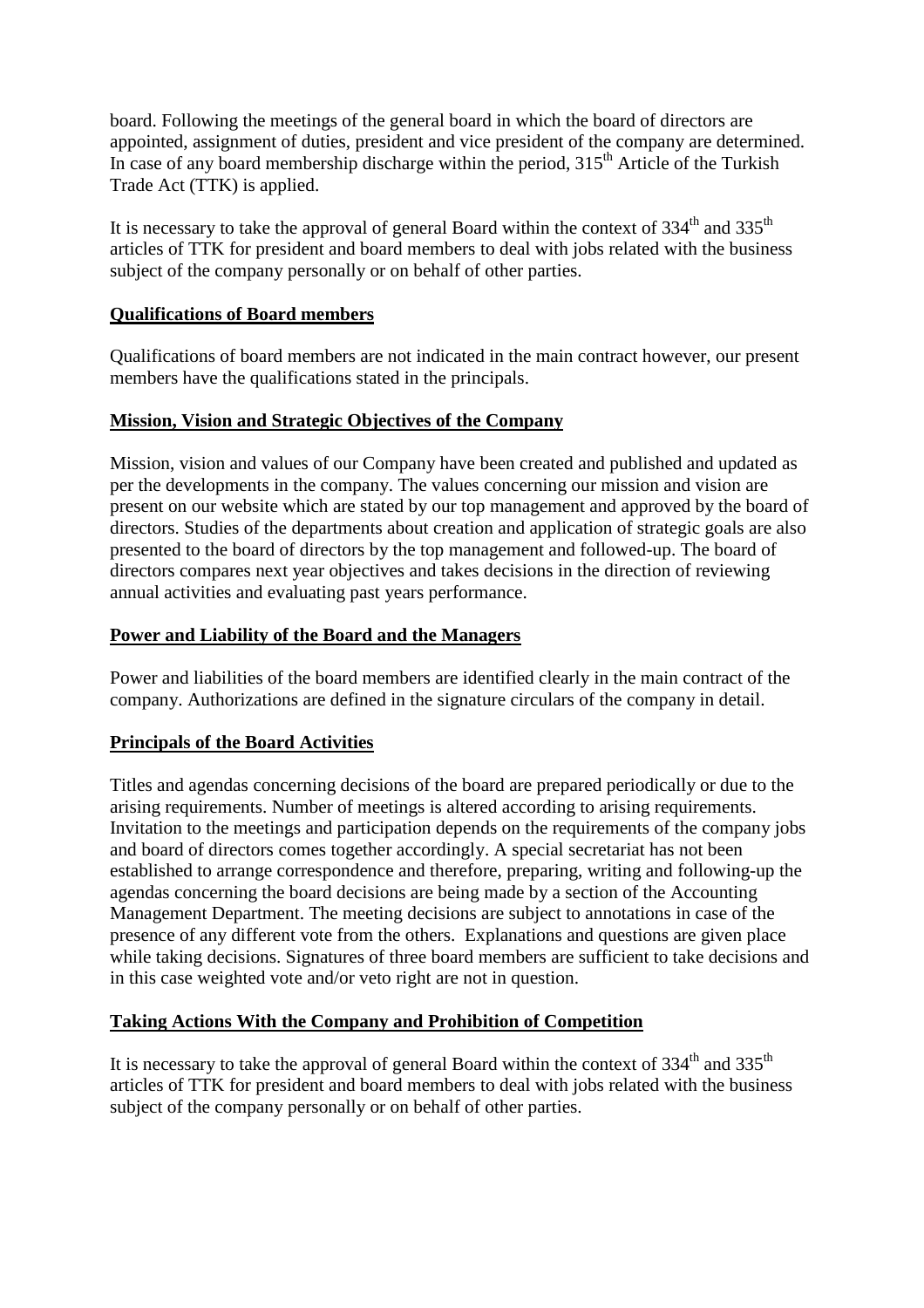board. Following the meetings of the general board in which the board of directors are appointed, assignment of duties, president and vice president of the company are determined. In case of any board membership discharge within the period, 315th Article of the Turkish Trade Act (TTK) is applied.

It is necessary to take the approval of general Board within the context of 334th and 335th articles of TTK for president and board members to deal with jobs related with the business subject of the company personally or on behalf of other parties.

**Qualifications of Board members**

Qualifications of board members are not indicated in the main contract however, our present members have the qualifications stated in the principals.

**Mission, Vision and Strategic Objectives of the Company**

Mission, vision and values of our Company have been created and published and updated as per the developments in the company. The values concerning our mission and vision are present on our website which are stated by our top management and approved by the board of directors. Studies of the departments about creation and application of strategic goals are also presented to the board of directors by the top management and followed-up. The board of directors compares next year objectives and takes decisions in the direction of reviewing annual activities and evaluating past years performance.

**Power and Liability of the Board and the Managers**

Power and liabilities of the board members are identified clearly in the main contract of the company. Authorizations are defined in the signature circulars of the company in detail.

**Principals of the Board Activities**

Titles and agendas concerning decisions of the board are prepared periodically or due to the arising requirements. Number of meetings is altered according to arising requirements. Invitation to the meetings and participation depends on the requirements of the company jobs and board of directors comes together accordingly. A special secretariat has not been established to arrange correspondence and therefore, preparing, writing and following-up the agendas concerning the board decisions are being made by a section of the Accounting Management Department. The meeting decisions are subject to annotations in case of the presence of any different vote from the others. Explanations and questions are given place while taking decisions. Signatures of three board members are sufficient to take decisions and in this case weighted vote and/or veto right are not in question.

**Taking Actions With the Company and Prohibition of Competition**

It is necessary to take the approval of general Board within the context of 334th and 335th articles of TTK for president and board members to deal with jobs related with the business subject of the company personally or on behalf of other parties.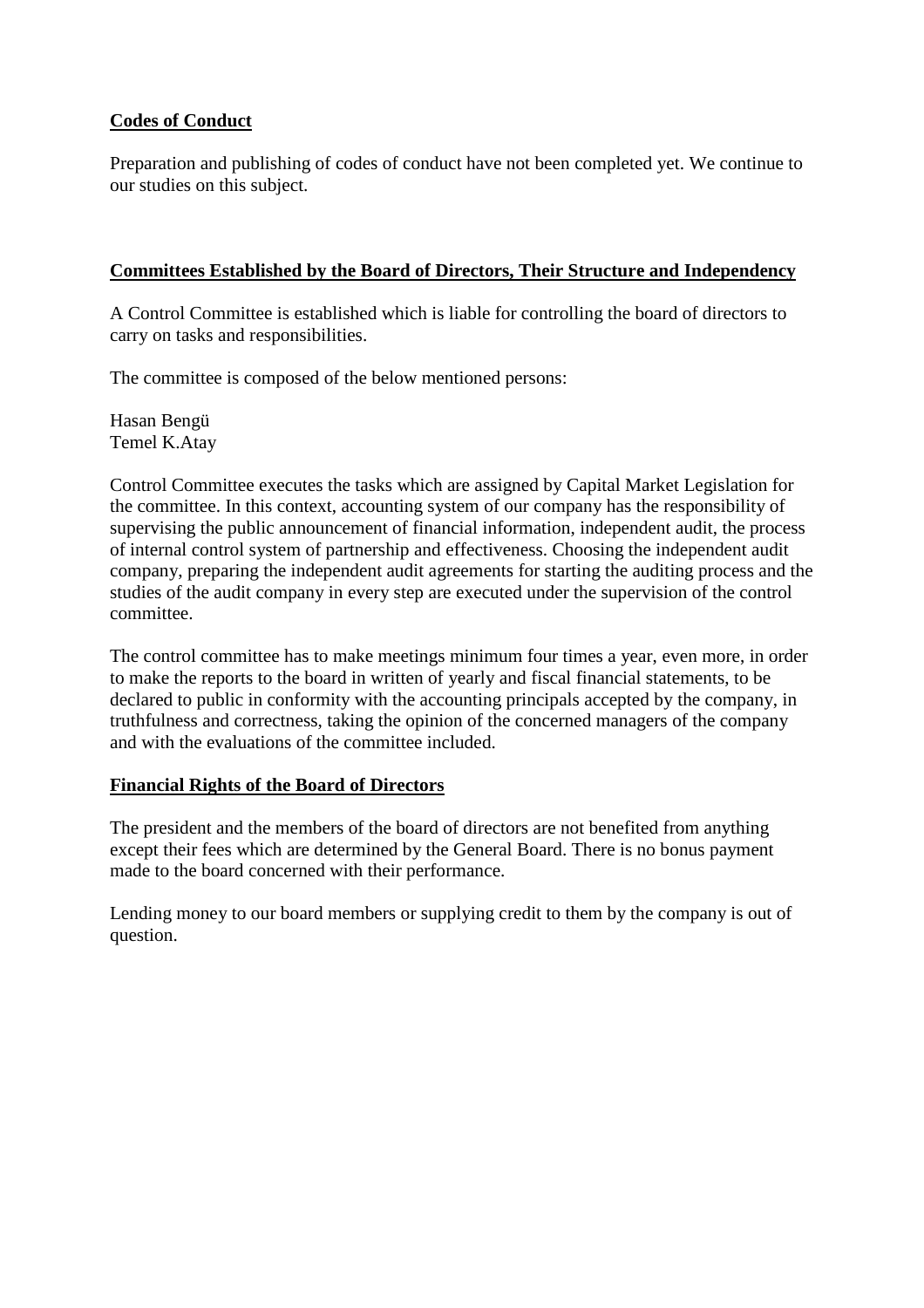**Codes of Conduct**

Preparation and publishing of codes of conduct have not been completed yet. We continue to our studies on this subject.

**Committees Established by the Board of Directors, Their Structure and Independency**

A Control Committee is established which is liable for controlling the board of directors to carry on tasks and responsibilities.

The committee is composed of the below mentioned persons:

Hasan Bengü  
Temel K.Atay

Control Committee executes the tasks which are assigned by Capital Market Legislation for the committee. In this context, accounting system of our company has the responsibility of supervising the public announcement of financial information, independent audit, the process of internal control system of partnership and effectiveness. Choosing the independent audit company, preparing the independent audit agreements for starting the auditing process and the studies of the audit company in every step are executed under the supervision of the control committee.

The control committee has to make meetings minimum four times a year, even more, in order to make the reports to the board in written of yearly and fiscal financial statements, to be declared to public in conformity with the accounting principals accepted by the company, in truthfulness and correctness, taking the opinion of the concerned managers of the company and with the evaluations of the committee included.

**Financial Rights of the Board of Directors**

The president and the members of the board of directors are not benefited from anything except their fees which are determined by the General Board. There is no bonus payment made to the board concerned with their performance.

Lending money to our board members or supplying credit to them by the company is out of question.